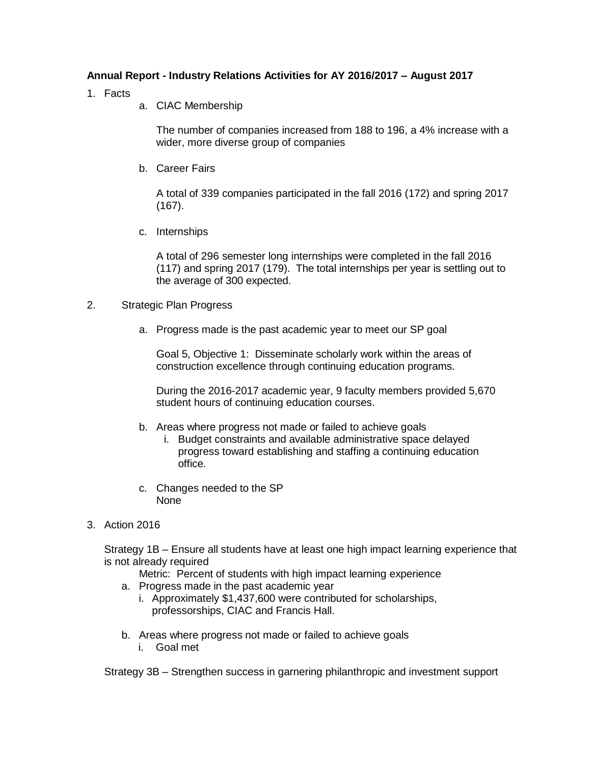**Annual Report - Industry Relations Activities for AY 2016/2017 – August 2017**

1. Facts
    a. CIAC Membership

       The number of companies increased from 188 to 196, a 4% increase with a wider, more diverse group of companies

    b. Career Fairs

       A total of 339 companies participated in the fall 2016 (172) and spring 2017 (167).

    c. Internships

       A total of 296 semester long internships were completed in the fall 2016 (117) and spring 2017 (179). The total internships per year is settling out to the average of 300 expected.

2. Strategic Plan Progress

    a. Progress made is the past academic year to meet our SP goal

       Goal 5, Objective 1: Disseminate scholarly work within the areas of construction excellence through continuing education programs.

       During the 2016-2017 academic year, 9 faculty members provided 5,670 student hours of continuing education courses.

    b. Areas where progress not made or failed to achieve goals
        i. Budget constraints and available administrative space delayed progress toward establishing and staffing a continuing education office.

    c. Changes needed to the SP
       None

3. Action 2016

   Strategy 1B – Ensure all students have at least one high impact learning experience that is not already required

   Metric: Percent of students with high impact learning experience

    a. Progress made in the past academic year
        i. Approximately $1,437,600 were contributed for scholarships, professorships, CIAC and Francis Hall.

    b. Areas where progress not made or failed to achieve goals
        i. Goal met

   Strategy 3B – Strengthen success in garnering philanthropic and investment support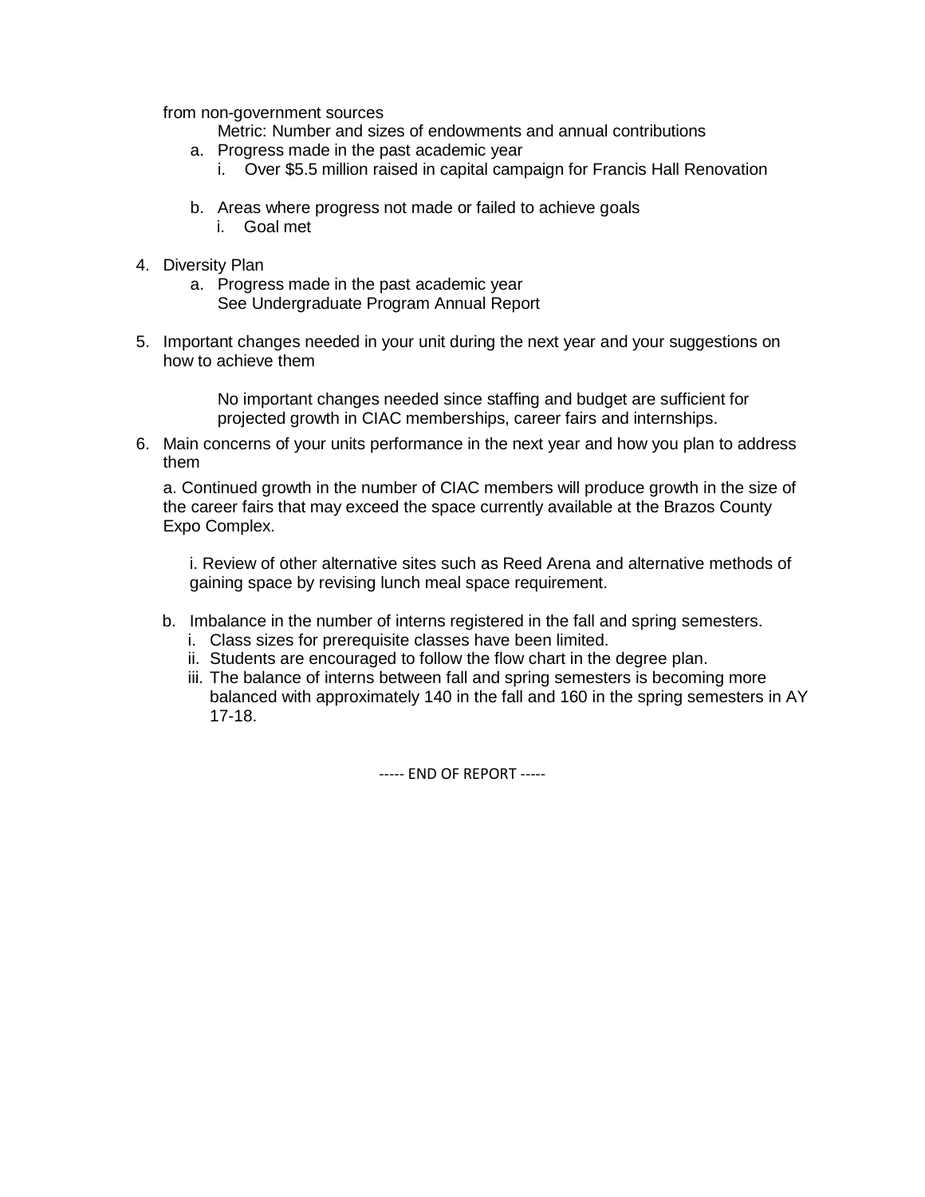from non-government sources

Metric: Number and sizes of endowments and annual contributions

a. Progress made in the past academic year
   i. Over $5.5 million raised in capital campaign for Francis Hall Renovation

b. Areas where progress not made or failed to achieve goals
   i. Goal met

4. Diversity Plan
   a. Progress made in the past academic year
      See Undergraduate Program Annual Report

5. Important changes needed in your unit during the next year and your suggestions on how to achieve them

   No important changes needed since staffing and budget are sufficient for projected growth in CIAC memberships, career fairs and internships.

6. Main concerns of your units performance in the next year and how you plan to address them

   a. Continued growth in the number of CIAC members will produce growth in the size of the career fairs that may exceed the space currently available at the Brazos County Expo Complex.

      i. Review of other alternative sites such as Reed Arena and alternative methods of gaining space by revising lunch meal space requirement.

   b. Imbalance in the number of interns registered in the fall and spring semesters.
      i. Class sizes for prerequisite classes have been limited.
      ii. Students are encouraged to follow the flow chart in the degree plan.
      iii. The balance of interns between fall and spring semesters is becoming more balanced with approximately 140 in the fall and 160 in the spring semesters in AY 17-18.

----- END OF REPORT -----